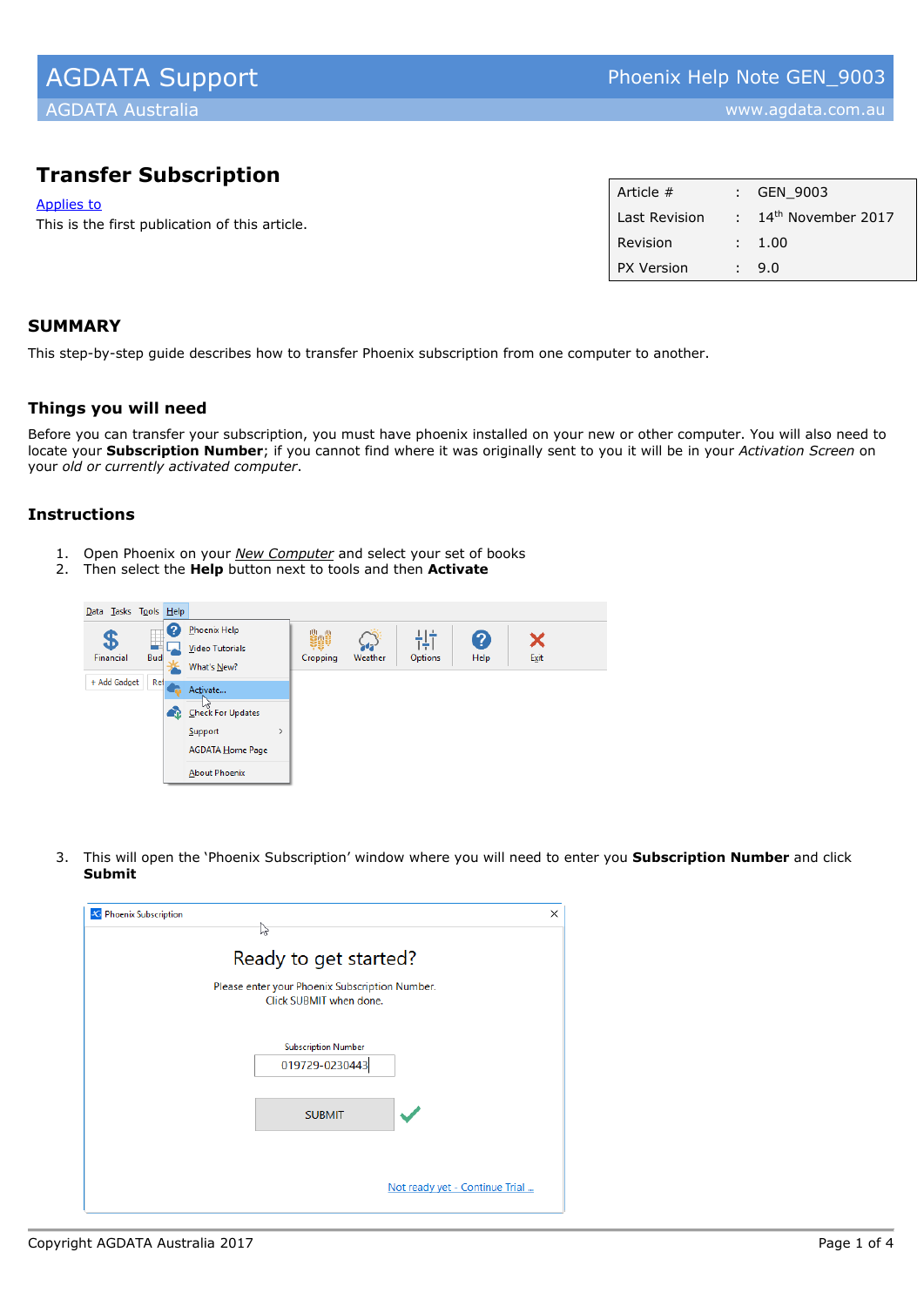# Transfer Subscription

[Applies to](#)

This is the first publication of this article.

| Article # | : | GEN_9003 |
|---|---|---|
| Last Revision | : | 14th November 2017 |
| Revision | : | 1.00 |
| PX Version | : | 9.0 |

## SUMMARY

This step-by-step guide describes how to transfer Phoenix subscription from one computer to another.

## Things you will need

Before you can transfer your subscription, you must have phoenix installed on your new or other computer. You will also need to locate your **Subscription Number**; if you cannot find where it was originally sent to you it will be in your *Activation Screen* on your *old or currently activated computer*.

## Instructions

1. Open Phoenix on your *New Computer* and select your set of books
2. Then select the **Help** button next to tools and then **Activate**

3. This will open the 'Phoenix Subscription' window where you will need to enter you **Subscription Number** and click **Submit**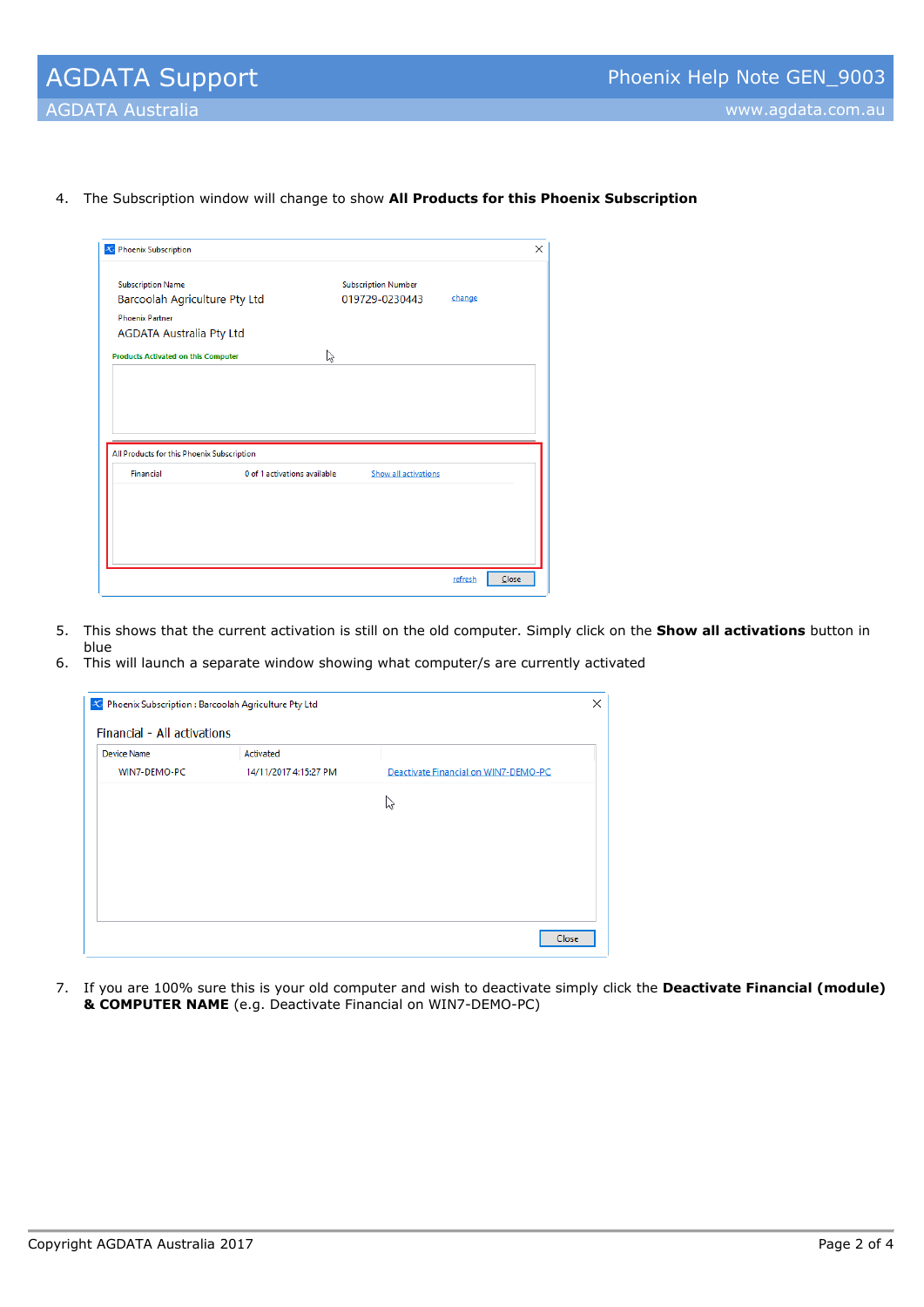4. The Subscription window will change to show **All Products for this Phoenix Subscription**

5. This shows that the current activation is still on the old computer. Simply click on the **Show all activations** button in blue
6. This will launch a separate window showing what computer/s are currently activated

7. If you are 100% sure this is your old computer and wish to deactivate simply click the **Deactivate Financial (module) & COMPUTER NAME** (e.g. Deactivate Financial on WIN7-DEMO-PC)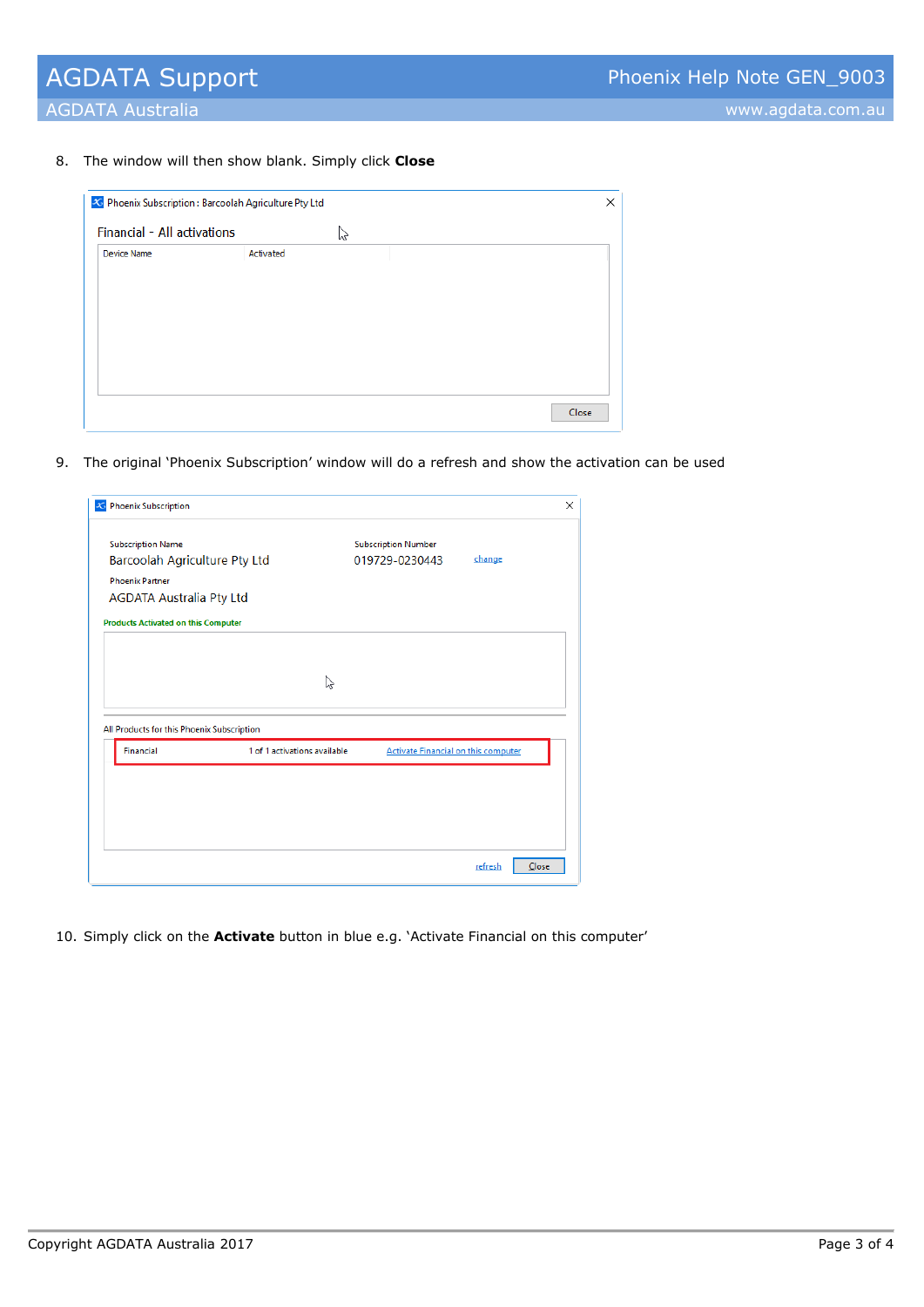8. The window will then show blank. Simply click **Close**

9. The original 'Phoenix Subscription' window will do a refresh and show the activation can be used

10. Simply click on the **Activate** button in blue e.g. 'Activate Financial on this computer'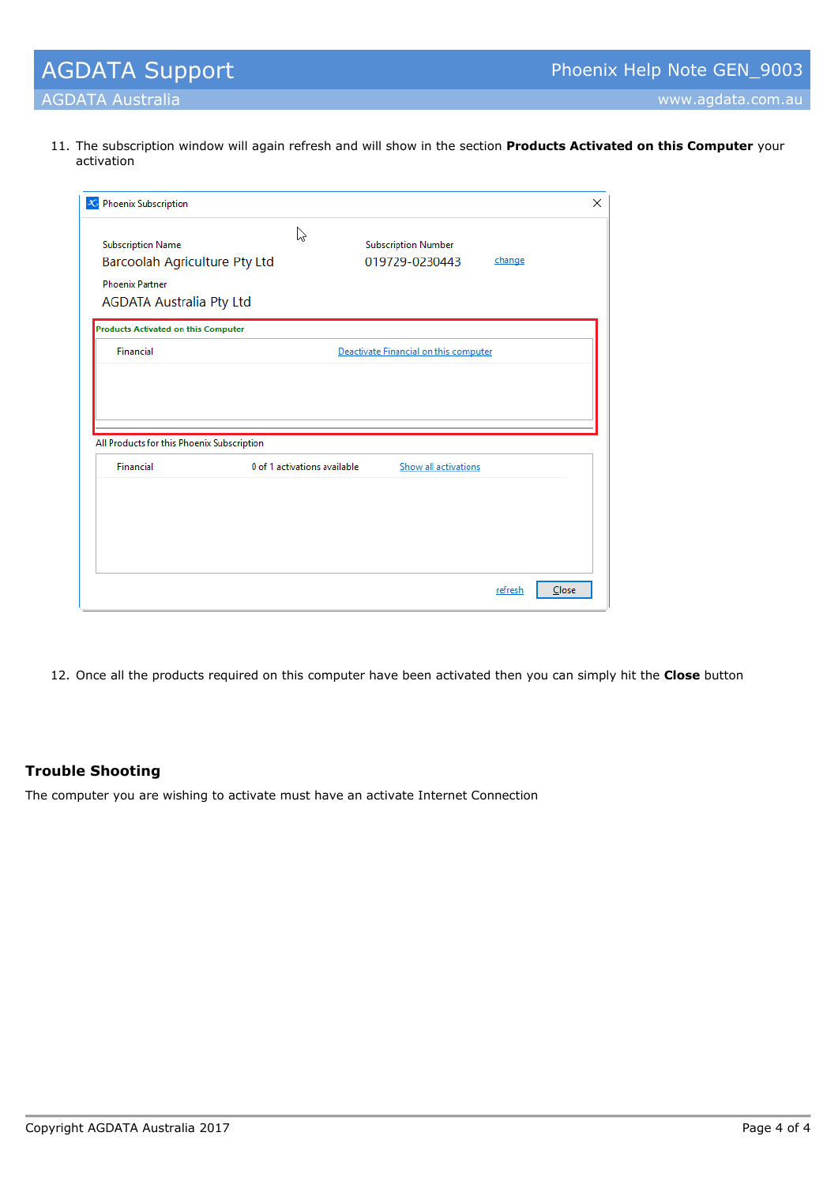11. The subscription window will again refresh and will show in the section **Products Activated on this Computer** your activation

12. Once all the products required on this computer have been activated then you can simply hit the **Close** button

## Trouble Shooting

The computer you are wishing to activate must have an activate Internet Connection